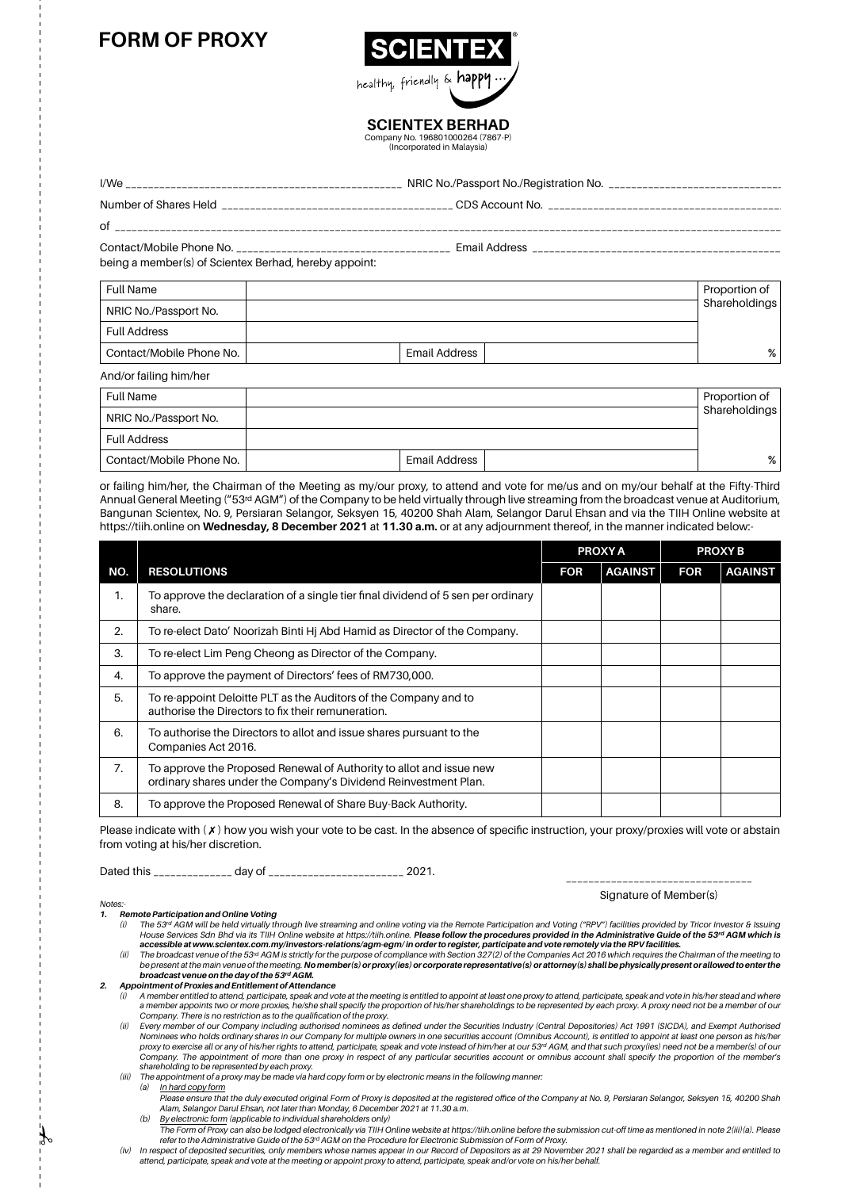# FORM OF PROXY

**SCIENTEX**

healthy, friendly & happy ...

**SCIENTEX BERHAD**
Company No. 196801000264 (7867-P)
(Incorporated in Malaysia)

I/We ______________________________________________ NRIC No./Passport No./Registration No. ____________________________

Number of Shares Held ____________________________________ CDS Account No. ______________________________________

of ________________________________________________________________________________________________________________

Contact/Mobile Phone No. __________________________________ Email Address ________________________________________

being a member(s) of Scientex Berhad, hereby appoint:

| Full Name | | | | Proportion of Shareholdings |
|---|---|---|---|---|
| NRIC No./Passport No. | | | | |
| Full Address | | | | |
| Contact/Mobile Phone No. | | Email Address | | % |

And/or failing him/her

| Full Name | | | | Proportion of Shareholdings |
|---|---|---|---|---|
| NRIC No./Passport No. | | | | |
| Full Address | | | | |
| Contact/Mobile Phone No. | | Email Address | | % |

or failing him/her, the Chairman of the Meeting as my/our proxy, to attend and vote for me/us and on my/our behalf at the Fifty-Third Annual General Meeting ("53rd AGM") of the Company to be held virtually through live streaming from the broadcast venue at Auditorium, Bangunan Scientex, No. 9, Persiaran Selangor, Seksyen 15, 40200 Shah Alam, Selangor Darul Ehsan and via the TIIH Online website at https://tiih.online on **Wednesday, 8 December 2021** at **11.30 a.m.** or at any adjournment thereof, in the manner indicated below:-

| | | PROXY A | | PROXY B | |
|---|---|---|---|---|---|
| **NO.** | **RESOLUTIONS** | **FOR** | **AGAINST** | **FOR** | **AGAINST** |
| 1. | To approve the declaration of a single tier final dividend of 5 sen per ordinary share. | | | | |
| 2. | To re-elect Dato' Noorizah Binti Hj Abd Hamid as Director of the Company. | | | | |
| 3. | To re-elect Lim Peng Cheong as Director of the Company. | | | | |
| 4. | To approve the payment of Directors' fees of RM730,000. | | | | |
| 5. | To re-appoint Deloitte PLT as the Auditors of the Company and to authorise the Directors to fix their remuneration. | | | | |
| 6. | To authorise the Directors to allot and issue shares pursuant to the Companies Act 2016. | | | | |
| 7. | To approve the Proposed Renewal of Authority to allot and issue new ordinary shares under the Company's Dividend Reinvestment Plan. | | | | |
| 8. | To approve the Proposed Renewal of Share Buy-Back Authority. | | | | |

Please indicate with ( ✗ ) how you wish your vote to be cast. In the absence of specific instruction, your proxy/proxies will vote or abstain from voting at his/her discretion.

Dated this ____________ day of ______________________ 2021.

______________________________
Signature of Member(s)

*Notes:-*

1. ***Remote Participation and Online Voting***
   - *(i) The 53rd AGM will be held virtually through live streaming and online voting via the Remote Participation and Voting ("RPV") facilities provided by Tricor Investor & Issuing House Services Sdn Bhd via its TIIH Online website at https://tiih.online.* ***Please follow the procedures provided in the Administrative Guide of the 53rd AGM which is accessible at www.scientex.com.my/investors-relations/agm-egm/ in order to register, participate and vote remotely via the RPV facilities.***
   - *(ii) The broadcast venue of the 53rd AGM is strictly for the purpose of compliance with Section 327(2) of the Companies Act 2016 which requires the Chairman of the meeting to be present at the main venue of the meeting.* ***No member(s) or proxy(ies) or corporate representative(s) or attorney(s) shall be physically present or allowed to enter the broadcast venue on the day of the 53rd AGM.***
2. ***Appointment of Proxies and Entitlement of Attendance***
   - *(i) A member entitled to attend, participate, speak and vote at the meeting is entitled to appoint at least one proxy to attend, participate, speak and vote in his/her stead and where a member appoints two or more proxies, he/she shall specify the proportion of his/her shareholdings to be represented by each proxy. A proxy need not be a member of our Company. There is no restriction as to the qualification of the proxy.*
   - *(ii) Every member of our Company including authorised nominees as defined under the Securities Industry (Central Depositories) Act 1991 (SICDA), and Exempt Authorised Nominees who holds ordinary shares in our Company for multiple owners in one securities account (Omnibus Account), is entitled to appoint at least one person as his/her proxy to exercise all or any of his/her rights to attend, participate, speak and vote instead of him/her at our 53rd AGM, and that such proxy(ies) need not be a member(s) of our Company. The appointment of more than one proxy in respect of any particular securities account or omnibus account shall specify the proportion of the member's shareholding to be represented by each proxy.*
   - *(iii) The appointment of a proxy may be made via hard copy form or by electronic means in the following manner:*
     - *(a) In hard copy form*
       *Please ensure that the duly executed original Form of Proxy is deposited at the registered office of the Company at No. 9, Persiaran Selangor, Seksyen 15, 40200 Shah Alam, Selangor Darul Ehsan, not later than Monday, 6 December 2021 at 11.30 a.m.*
     - *(b) By electronic form (applicable to individual shareholders only)*
       *The Form of Proxy can also be lodged electronically via TIIH Online website at https://tiih.online before the submission cut-off time as mentioned in note 2(iii)(a). Please refer to the Administrative Guide of the 53rd AGM on the Procedure for Electronic Submission of Form of Proxy.*
   - *(iv) In respect of deposited securities, only members whose names appear in our Record of Depositors as at 29 November 2021 shall be regarded as a member and entitled to attend, participate, speak and vote at the meeting or appoint proxy to attend, participate, speak and/or vote on his/her behalf.*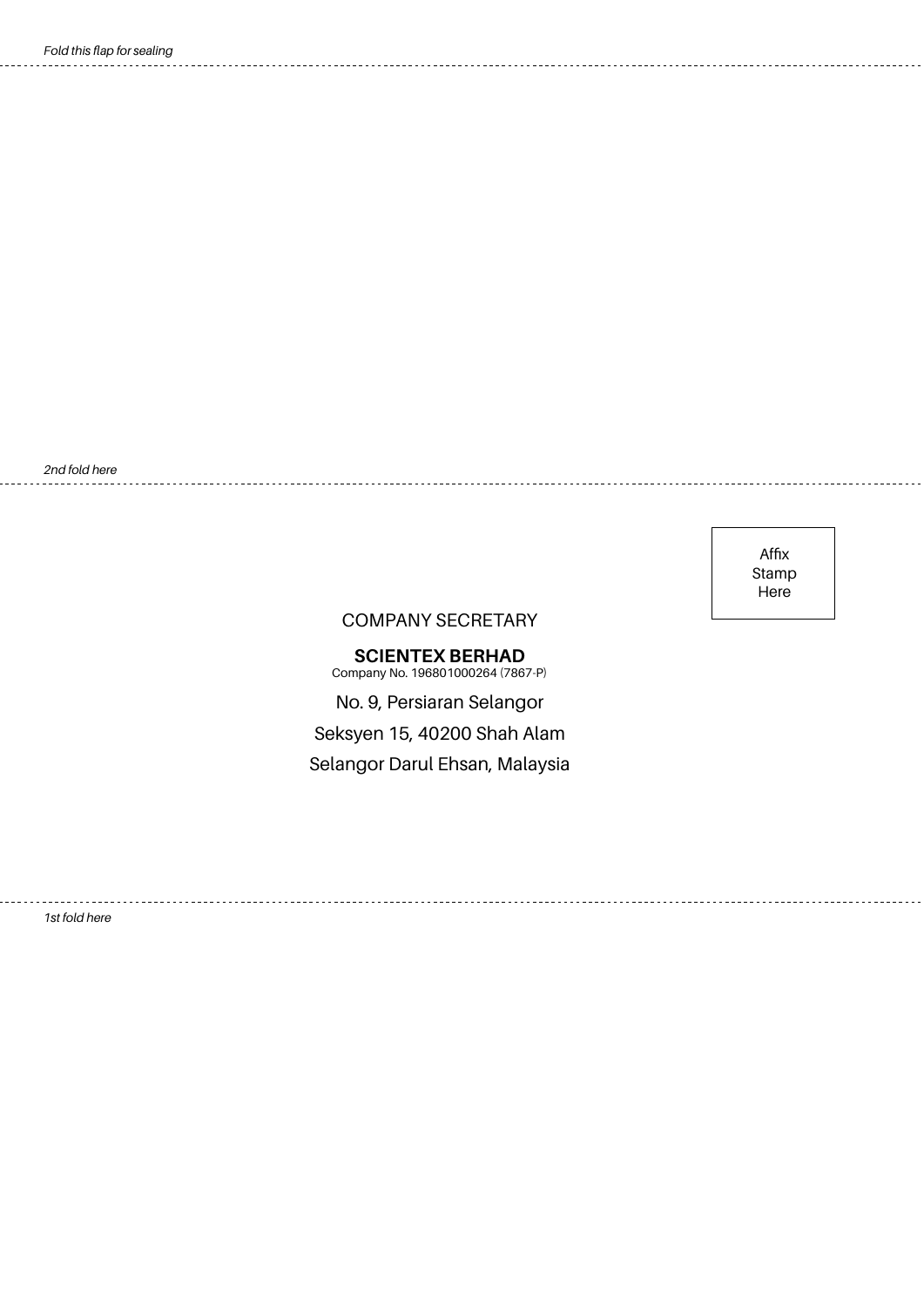*Fold this flap for sealing*

*2nd fold here*

Affix
Stamp
Here

COMPANY SECRETARY

**SCIENTEX BERHAD**
Company No. 196801000264 (7867-P)

No. 9, Persiaran Selangor

Seksyen 15, 40200 Shah Alam

Selangor Darul Ehsan, Malaysia

*1st fold here*